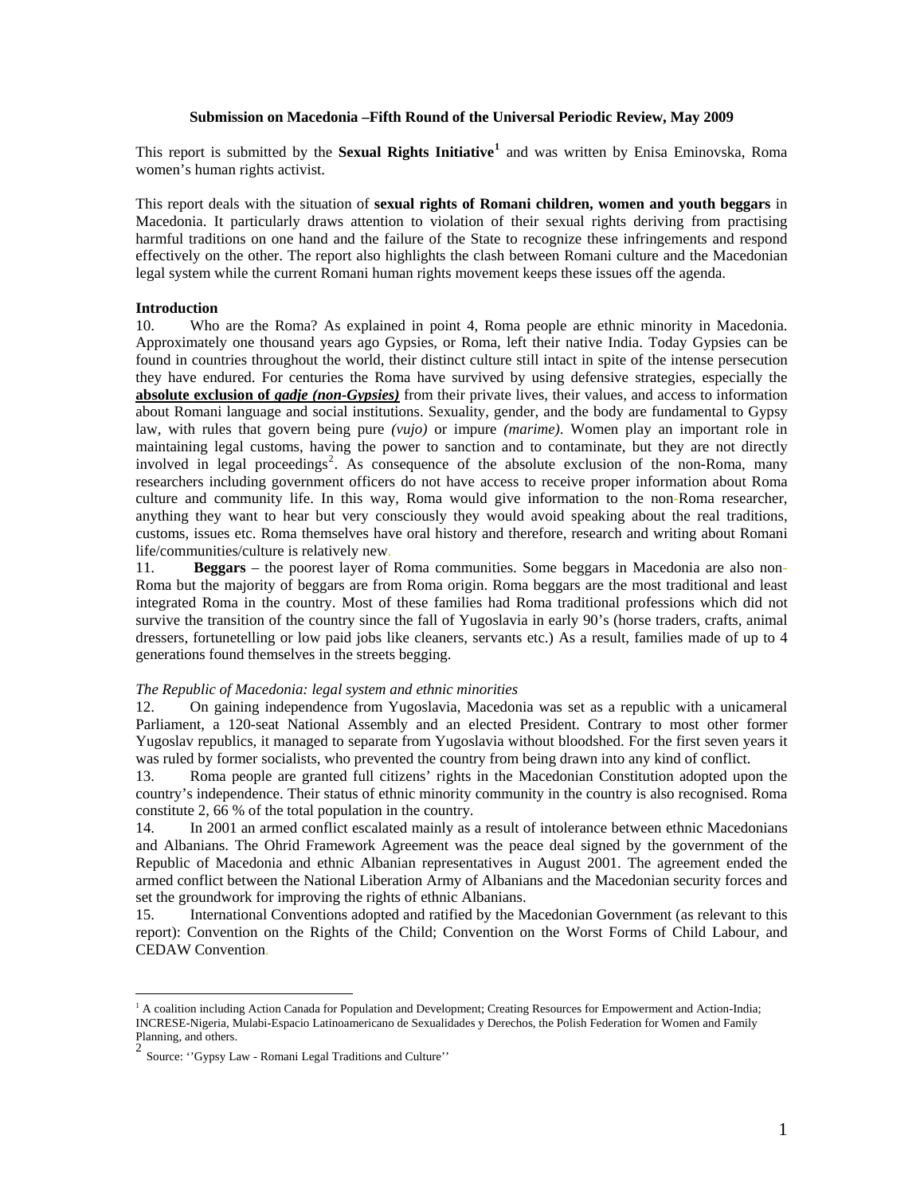**Submission on Macedonia –Fifth Round of the Universal Periodic Review, May 2009**

This report is submitted by the **Sexual Rights Initiative**[1] and was written by Enisa Eminovska, Roma women's human rights activist.

This report deals with the situation of **sexual rights of Romani children, women and youth beggars** in Macedonia. It particularly draws attention to violation of their sexual rights deriving from practising harmful traditions on one hand and the failure of the State to recognize these infringements and respond effectively on the other. The report also highlights the clash between Romani culture and the Macedonian legal system while the current Romani human rights movement keeps these issues off the agenda.

## Introduction

10. Who are the Roma? As explained in point 4, Roma people are ethnic minority in Macedonia. Approximately one thousand years ago Gypsies, or Roma, left their native India. Today Gypsies can be found in countries throughout the world, their distinct culture still intact in spite of the intense persecution they have endured. For centuries the Roma have survived by using defensive strategies, especially the **absolute exclusion of *gadje (non-Gypsies)*** from their private lives, their values, and access to information about Romani language and social institutions. Sexuality, gender, and the body are fundamental to Gypsy law, with rules that govern being pure *(vujo)* or impure *(marime)*. Women play an important role in maintaining legal customs, having the power to sanction and to contaminate, but they are not directly involved in legal proceedings[2]. As consequence of the absolute exclusion of the non-Roma, many researchers including government officers do not have access to receive proper information about Roma culture and community life. In this way, Roma would give information to the non-Roma researcher, anything they want to hear but very consciously they would avoid speaking about the real traditions, customs, issues etc. Roma themselves have oral history and therefore, research and writing about Romani life/communities/culture is relatively new.

11. **Beggars** – the poorest layer of Roma communities. Some beggars in Macedonia are also non-Roma but the majority of beggars are from Roma origin. Roma beggars are the most traditional and least integrated Roma in the country. Most of these families had Roma traditional professions which did not survive the transition of the country since the fall of Yugoslavia in early 90's (horse traders, crafts, animal dressers, fortunetelling or low paid jobs like cleaners, servants etc.) As a result, families made of up to 4 generations found themselves in the streets begging.

### *The Republic of Macedonia: legal system and ethnic minorities*

12. On gaining independence from Yugoslavia, Macedonia was set as a republic with a unicameral Parliament, a 120-seat National Assembly and an elected President. Contrary to most other former Yugoslav republics, it managed to separate from Yugoslavia without bloodshed. For the first seven years it was ruled by former socialists, who prevented the country from being drawn into any kind of conflict.

13. Roma people are granted full citizens' rights in the Macedonian Constitution adopted upon the country's independence. Their status of ethnic minority community in the country is also recognised. Roma constitute 2, 66 % of the total population in the country.

14. In 2001 an armed conflict escalated mainly as a result of intolerance between ethnic Macedonians and Albanians. The Ohrid Framework Agreement was the peace deal signed by the government of the Republic of Macedonia and ethnic Albanian representatives in August 2001. The agreement ended the armed conflict between the National Liberation Army of Albanians and the Macedonian security forces and set the groundwork for improving the rights of ethnic Albanians.

15. International Conventions adopted and ratified by the Macedonian Government (as relevant to this report): Convention on the Rights of the Child; Convention on the Worst Forms of Child Labour, and CEDAW Convention.

---

[1] A coalition including Action Canada for Population and Development; Creating Resources for Empowerment and Action-India; INCRESE-Nigeria, Mulabi-Espacio Latinoamericano de Sexualidades y Derechos, the Polish Federation for Women and Family Planning, and others.

[2] Source: ''Gypsy Law - Romani Legal Traditions and Culture''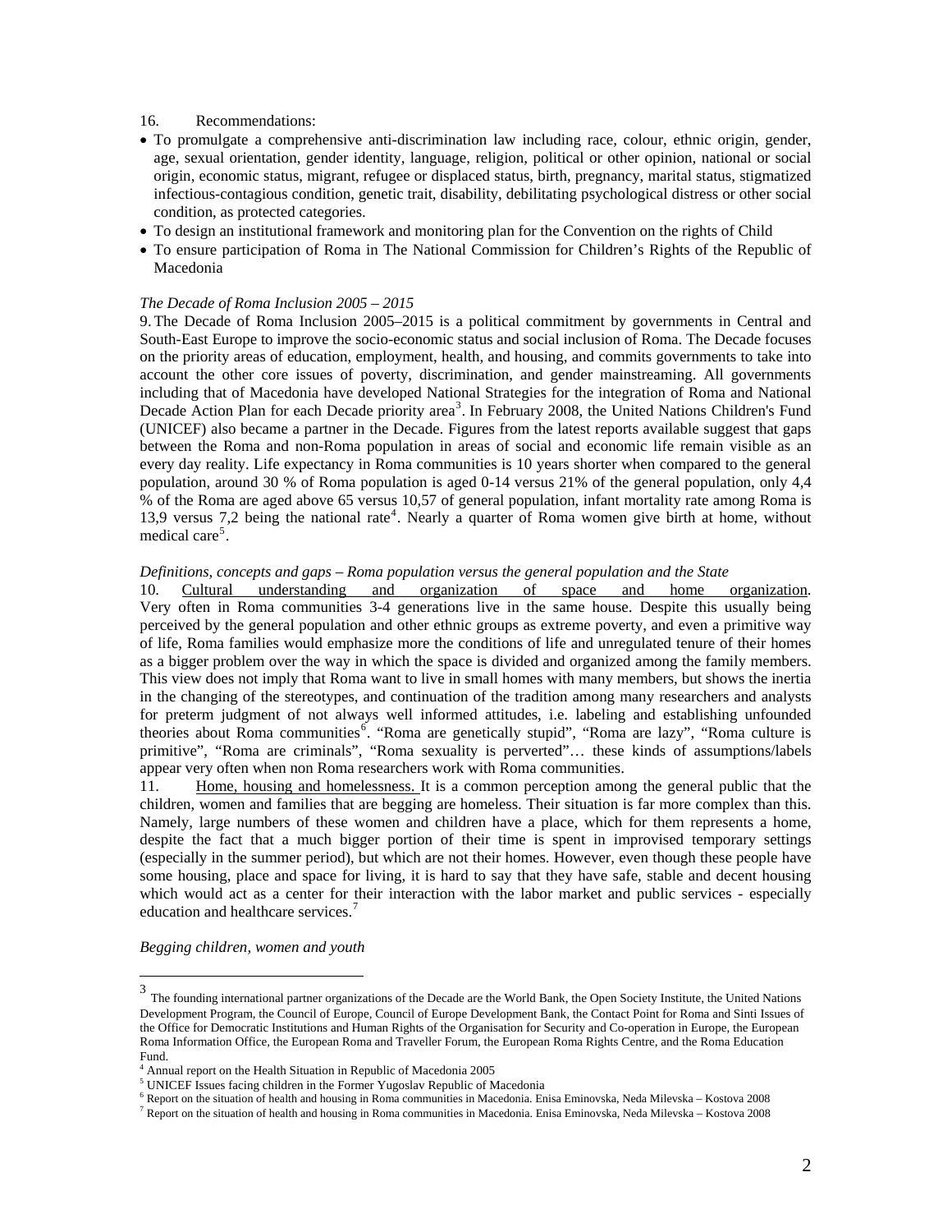16. Recommendations:

- To promulgate a comprehensive anti-discrimination law including race, colour, ethnic origin, gender, age, sexual orientation, gender identity, language, religion, political or other opinion, national or social origin, economic status, migrant, refugee or displaced status, birth, pregnancy, marital status, stigmatized infectious-contagious condition, genetic trait, disability, debilitating psychological distress or other social condition, as protected categories.
- To design an institutional framework and monitoring plan for the Convention on the rights of Child
- To ensure participation of Roma in The National Commission for Children's Rights of the Republic of Macedonia

*The Decade of Roma Inclusion 2005 – 2015*

9. The Decade of Roma Inclusion 2005–2015 is a political commitment by governments in Central and South-East Europe to improve the socio-economic status and social inclusion of Roma. The Decade focuses on the priority areas of education, employment, health, and housing, and commits governments to take into account the other core issues of poverty, discrimination, and gender mainstreaming. All governments including that of Macedonia have developed National Strategies for the integration of Roma and National Decade Action Plan for each Decade priority area[3]. In February 2008, the United Nations Children's Fund (UNICEF) also became a partner in the Decade. Figures from the latest reports available suggest that gaps between the Roma and non-Roma population in areas of social and economic life remain visible as an every day reality. Life expectancy in Roma communities is 10 years shorter when compared to the general population, around 30 % of Roma population is aged 0-14 versus 21% of the general population, only 4,4 % of the Roma are aged above 65 versus 10,57 of general population, infant mortality rate among Roma is 13,9 versus 7,2 being the national rate[4]. Nearly a quarter of Roma women give birth at home, without medical care[5].

*Definitions, concepts and gaps – Roma population versus the general population and the State*

10. Cultural understanding and organization of space and home organization. Very often in Roma communities 3-4 generations live in the same house. Despite this usually being perceived by the general population and other ethnic groups as extreme poverty, and even a primitive way of life, Roma families would emphasize more the conditions of life and unregulated tenure of their homes as a bigger problem over the way in which the space is divided and organized among the family members. This view does not imply that Roma want to live in small homes with many members, but shows the inertia in the changing of the stereotypes, and continuation of the tradition among many researchers and analysts for preterm judgment of not always well informed attitudes, i.e. labeling and establishing unfounded theories about Roma communities[6]. "Roma are genetically stupid", "Roma are lazy", "Roma culture is primitive", "Roma are criminals", "Roma sexuality is perverted"… these kinds of assumptions/labels appear very often when non Roma researchers work with Roma communities.

11. Home, housing and homelessness. It is a common perception among the general public that the children, women and families that are begging are homeless. Their situation is far more complex than this. Namely, large numbers of these women and children have a place, which for them represents a home, despite the fact that a much bigger portion of their time is spent in improvised temporary settings (especially in the summer period), but which are not their homes. However, even though these people have some housing, place and space for living, it is hard to say that they have safe, stable and decent housing which would act as a center for their interaction with the labor market and public services - especially education and healthcare services.[7]

*Begging children, women and youth*

---

[3] The founding international partner organizations of the Decade are the World Bank, the Open Society Institute, the United Nations Development Program, the Council of Europe, Council of Europe Development Bank, the Contact Point for Roma and Sinti Issues of the Office for Democratic Institutions and Human Rights of the Organisation for Security and Co-operation in Europe, the European Roma Information Office, the European Roma and Traveller Forum, the European Roma Rights Centre, and the Roma Education Fund.

[4] Annual report on the Health Situation in Republic of Macedonia 2005

[5] UNICEF Issues facing children in the Former Yugoslav Republic of Macedonia

[6] Report on the situation of health and housing in Roma communities in Macedonia. Enisa Eminovska, Neda Milevska – Kostova 2008

[7] Report on the situation of health and housing in Roma communities in Macedonia. Enisa Eminovska, Neda Milevska – Kostova 2008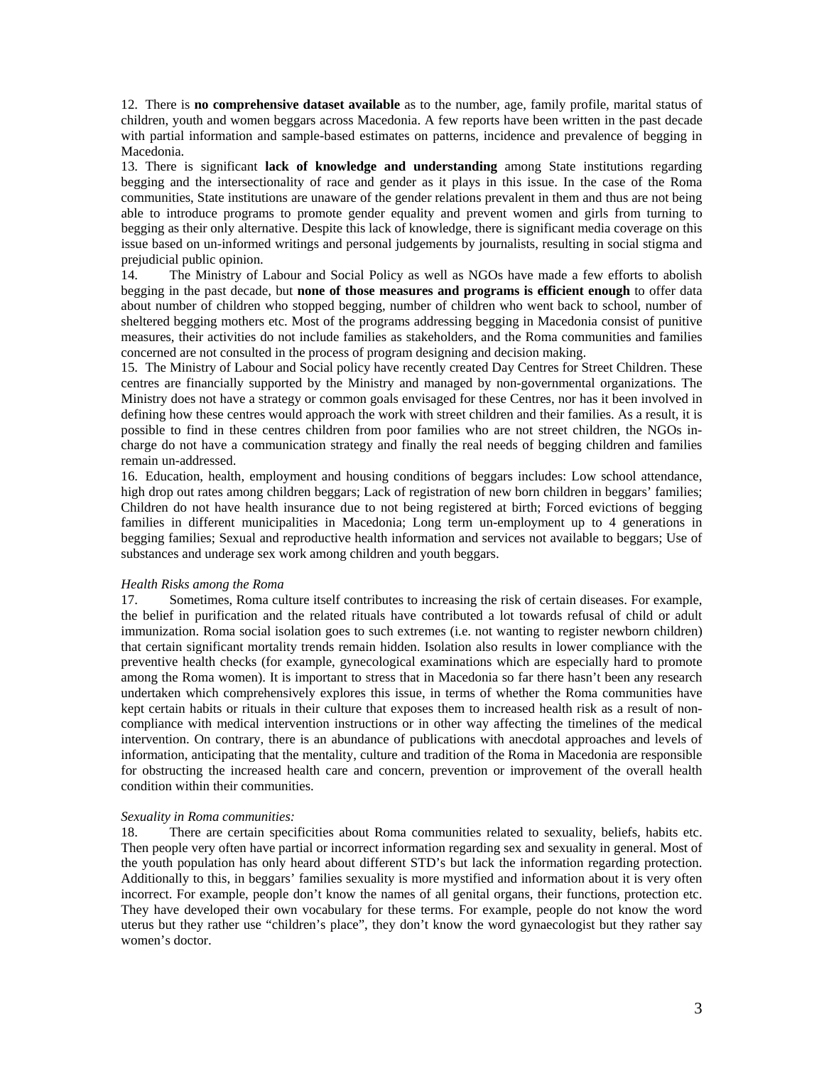12. There is **no comprehensive dataset available** as to the number, age, family profile, marital status of children, youth and women beggars across Macedonia. A few reports have been written in the past decade with partial information and sample-based estimates on patterns, incidence and prevalence of begging in Macedonia.

13. There is significant **lack of knowledge and understanding** among State institutions regarding begging and the intersectionality of race and gender as it plays in this issue. In the case of the Roma communities, State institutions are unaware of the gender relations prevalent in them and thus are not being able to introduce programs to promote gender equality and prevent women and girls from turning to begging as their only alternative. Despite this lack of knowledge, there is significant media coverage on this issue based on un-informed writings and personal judgements by journalists, resulting in social stigma and prejudicial public opinion.

14. The Ministry of Labour and Social Policy as well as NGOs have made a few efforts to abolish begging in the past decade, but **none of those measures and programs is efficient enough** to offer data about number of children who stopped begging, number of children who went back to school, number of sheltered begging mothers etc. Most of the programs addressing begging in Macedonia consist of punitive measures, their activities do not include families as stakeholders, and the Roma communities and families concerned are not consulted in the process of program designing and decision making.

15. The Ministry of Labour and Social policy have recently created Day Centres for Street Children. These centres are financially supported by the Ministry and managed by non-governmental organizations. The Ministry does not have a strategy or common goals envisaged for these Centres, nor has it been involved in defining how these centres would approach the work with street children and their families. As a result, it is possible to find in these centres children from poor families who are not street children, the NGOs in-charge do not have a communication strategy and finally the real needs of begging children and families remain un-addressed.

16. Education, health, employment and housing conditions of beggars includes: Low school attendance, high drop out rates among children beggars; Lack of registration of new born children in beggars' families; Children do not have health insurance due to not being registered at birth; Forced evictions of begging families in different municipalities in Macedonia; Long term un-employment up to 4 generations in begging families; Sexual and reproductive health information and services not available to beggars; Use of substances and underage sex work among children and youth beggars.

*Health Risks among the Roma*

17. Sometimes, Roma culture itself contributes to increasing the risk of certain diseases. For example, the belief in purification and the related rituals have contributed a lot towards refusal of child or adult immunization. Roma social isolation goes to such extremes (i.e. not wanting to register newborn children) that certain significant mortality trends remain hidden. Isolation also results in lower compliance with the preventive health checks (for example, gynecological examinations which are especially hard to promote among the Roma women). It is important to stress that in Macedonia so far there hasn't been any research undertaken which comprehensively explores this issue, in terms of whether the Roma communities have kept certain habits or rituals in their culture that exposes them to increased health risk as a result of non-compliance with medical intervention instructions or in other way affecting the timelines of the medical intervention. On contrary, there is an abundance of publications with anecdotal approaches and levels of information, anticipating that the mentality, culture and tradition of the Roma in Macedonia are responsible for obstructing the increased health care and concern, prevention or improvement of the overall health condition within their communities.

*Sexuality in Roma communities:*

18. There are certain specificities about Roma communities related to sexuality, beliefs, habits etc. Then people very often have partial or incorrect information regarding sex and sexuality in general. Most of the youth population has only heard about different STD's but lack the information regarding protection. Additionally to this, in beggars' families sexuality is more mystified and information about it is very often incorrect. For example, people don't know the names of all genital organs, their functions, protection etc. They have developed their own vocabulary for these terms. For example, people do not know the word uterus but they rather use "children's place", they don't know the word gynaecologist but they rather say women's doctor.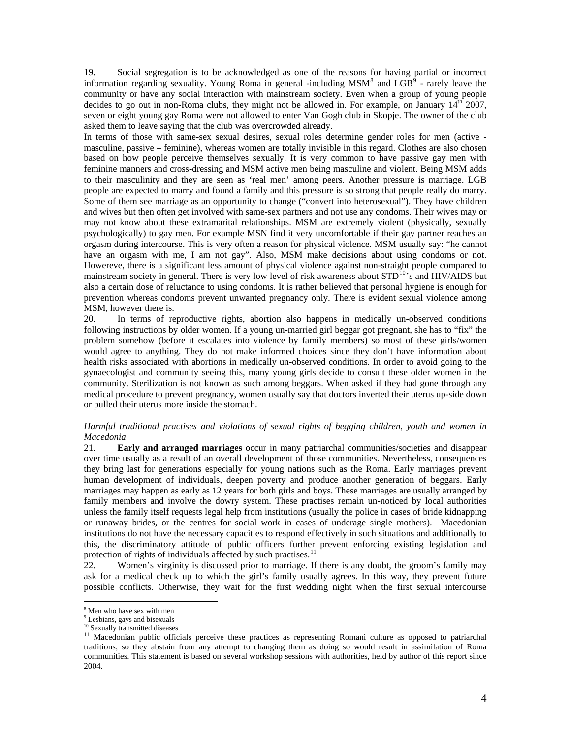19. Social segregation is to be acknowledged as one of the reasons for having partial or incorrect information regarding sexuality. Young Roma in general -including MSM[8] and LGB[9] - rarely leave the community or have any social interaction with mainstream society. Even when a group of young people decides to go out in non-Roma clubs, they might not be allowed in. For example, on January 14th 2007, seven or eight young gay Roma were not allowed to enter Van Gogh club in Skopje. The owner of the club asked them to leave saying that the club was overcrowded already.

In terms of those with same-sex sexual desires, sexual roles determine gender roles for men (active - masculine, passive – feminine), whereas women are totally invisible in this regard. Clothes are also chosen based on how people perceive themselves sexually. It is very common to have passive gay men with feminine manners and cross-dressing and MSM active men being masculine and violent. Being MSM adds to their masculinity and they are seen as 'real men' among peers. Another pressure is marriage. LGB people are expected to marry and found a family and this pressure is so strong that people really do marry. Some of them see marriage as an opportunity to change ("convert into heterosexual"). They have children and wives but then often get involved with same-sex partners and not use any condoms. Their wives may or may not know about these extramarital relationships. MSM are extremely violent (physically, sexually psychologically) to gay men. For example MSN find it very uncomfortable if their gay partner reaches an orgasm during intercourse. This is very often a reason for physical violence. MSM usually say: "he cannot have an orgasm with me, I am not gay". Also, MSM make decisions about using condoms or not. Howereve, there is a significant less amount of physical violence against non-straight people compared to mainstream society in general. There is very low level of risk awareness about STD[10]'s and HIV/AIDS but also a certain dose of reluctance to using condoms. It is rather believed that personal hygiene is enough for prevention whereas condoms prevent unwanted pregnancy only. There is evident sexual violence among MSM, however there is.

20. In terms of reproductive rights, abortion also happens in medically un-observed conditions following instructions by older women. If a young un-married girl beggar got pregnant, she has to "fix" the problem somehow (before it escalates into violence by family members) so most of these girls/women would agree to anything. They do not make informed choices since they don't have information about health risks associated with abortions in medically un-observed conditions. In order to avoid going to the gynaecologist and community seeing this, many young girls decide to consult these older women in the community. Sterilization is not known as such among beggars. When asked if they had gone through any medical procedure to prevent pregnancy, women usually say that doctors inverted their uterus up-side down or pulled their uterus more inside the stomach.

*Harmful traditional practises and violations of sexual rights of begging children, youth and women in Macedonia*

21. **Early and arranged marriages** occur in many patriarchal communities/societies and disappear over time usually as a result of an overall development of those communities. Nevertheless, consequences they bring last for generations especially for young nations such as the Roma. Early marriages prevent human development of individuals, deepen poverty and produce another generation of beggars. Early marriages may happen as early as 12 years for both girls and boys. These marriages are usually arranged by family members and involve the dowry system. These practises remain un-noticed by local authorities unless the family itself requests legal help from institutions (usually the police in cases of bride kidnapping or runaway brides, or the centres for social work in cases of underage single mothers). Macedonian institutions do not have the necessary capacities to respond effectively in such situations and additionally to this, the discriminatory attitude of public officers further prevent enforcing existing legislation and protection of rights of individuals affected by such practises.[11]

22. Women's virginity is discussed prior to marriage. If there is any doubt, the groom's family may ask for a medical check up to which the girl's family usually agrees. In this way, they prevent future possible conflicts. Otherwise, they wait for the first wedding night when the first sexual intercourse

---

[8] Men who have sex with men

[9] Lesbians, gays and bisexuals

[10] Sexually transmitted diseases

[11] Macedonian public officials perceive these practices as representing Romani culture as opposed to patriarchal traditions, so they abstain from any attempt to changing them as doing so would result in assimilation of Roma communities. This statement is based on several workshop sessions with authorities, held by author of this report since 2004.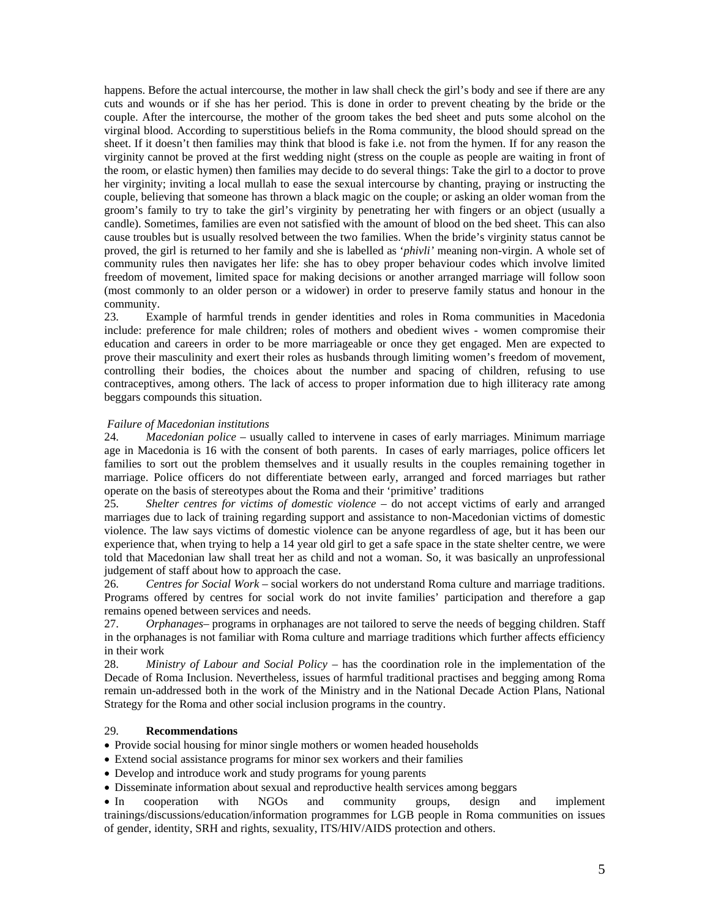happens. Before the actual intercourse, the mother in law shall check the girl's body and see if there are any cuts and wounds or if she has her period. This is done in order to prevent cheating by the bride or the couple. After the intercourse, the mother of the groom takes the bed sheet and puts some alcohol on the virginal blood. According to superstitious beliefs in the Roma community, the blood should spread on the sheet. If it doesn't then families may think that blood is fake i.e. not from the hymen. If for any reason the virginity cannot be proved at the first wedding night (stress on the couple as people are waiting in front of the room, or elastic hymen) then families may decide to do several things: Take the girl to a doctor to prove her virginity; inviting a local mullah to ease the sexual intercourse by chanting, praying or instructing the couple, believing that someone has thrown a black magic on the couple; or asking an older woman from the groom's family to try to take the girl's virginity by penetrating her with fingers or an object (usually a candle). Sometimes, families are even not satisfied with the amount of blood on the bed sheet. This can also cause troubles but is usually resolved between the two families. When the bride's virginity status cannot be proved, the girl is returned to her family and she is labelled as '*phivli*' meaning non-virgin. A whole set of community rules then navigates her life: she has to obey proper behaviour codes which involve limited freedom of movement, limited space for making decisions or another arranged marriage will follow soon (most commonly to an older person or a widower) in order to preserve family status and honour in the community.

23. Example of harmful trends in gender identities and roles in Roma communities in Macedonia include: preference for male children; roles of mothers and obedient wives - women compromise their education and careers in order to be more marriageable or once they get engaged. Men are expected to prove their masculinity and exert their roles as husbands through limiting women's freedom of movement, controlling their bodies, the choices about the number and spacing of children, refusing to use contraceptives, among others. The lack of access to proper information due to high illiteracy rate among beggars compounds this situation.

*Failure of Macedonian institutions*

24. *Macedonian police* – usually called to intervene in cases of early marriages. Minimum marriage age in Macedonia is 16 with the consent of both parents. In cases of early marriages, police officers let families to sort out the problem themselves and it usually results in the couples remaining together in marriage. Police officers do not differentiate between early, arranged and forced marriages but rather operate on the basis of stereotypes about the Roma and their 'primitive' traditions

25. *Shelter centres for victims of domestic violence* – do not accept victims of early and arranged marriages due to lack of training regarding support and assistance to non-Macedonian victims of domestic violence. The law says victims of domestic violence can be anyone regardless of age, but it has been our experience that, when trying to help a 14 year old girl to get a safe space in the state shelter centre, we were told that Macedonian law shall treat her as child and not a woman. So, it was basically an unprofessional judgement of staff about how to approach the case.

26. *Centres for Social Work* – social workers do not understand Roma culture and marriage traditions. Programs offered by centres for social work do not invite families' participation and therefore a gap remains opened between services and needs.

27. *Orphanages*– programs in orphanages are not tailored to serve the needs of begging children. Staff in the orphanages is not familiar with Roma culture and marriage traditions which further affects efficiency in their work

28. *Ministry of Labour and Social Policy* – has the coordination role in the implementation of the Decade of Roma Inclusion. Nevertheless, issues of harmful traditional practises and begging among Roma remain un-addressed both in the work of the Ministry and in the National Decade Action Plans, National Strategy for the Roma and other social inclusion programs in the country.

29. **Recommendations**

- Provide social housing for minor single mothers or women headed households
- Extend social assistance programs for minor sex workers and their families
- Develop and introduce work and study programs for young parents
- Disseminate information about sexual and reproductive health services among beggars
- In cooperation with NGOs and community groups, design and implement trainings/discussions/education/information programmes for LGB people in Roma communities on issues of gender, identity, SRH and rights, sexuality, ITS/HIV/AIDS protection and others.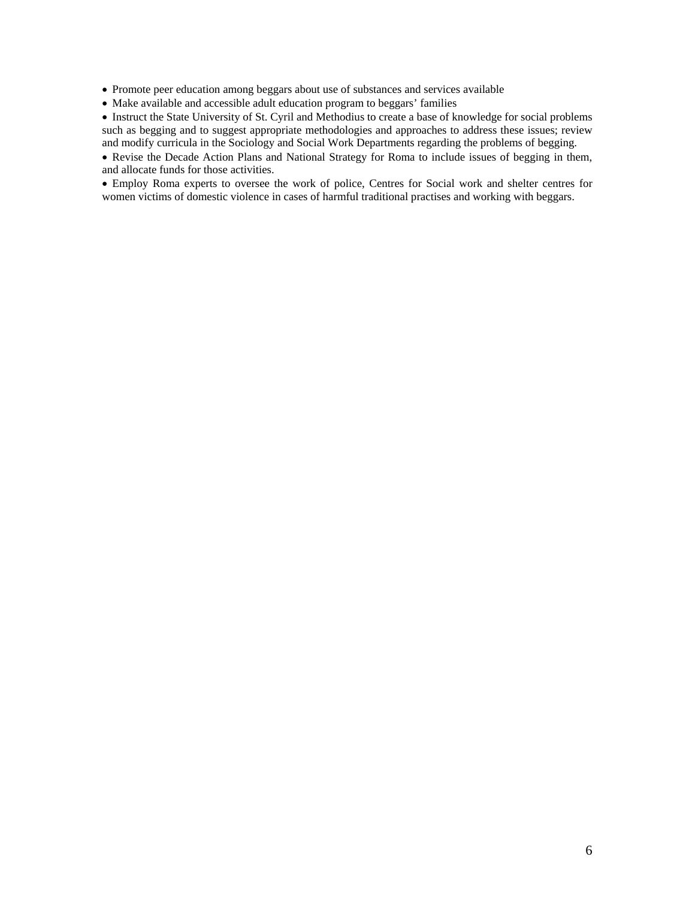- Promote peer education among beggars about use of substances and services available
- Make available and accessible adult education program to beggars' families
- Instruct the State University of St. Cyril and Methodius to create a base of knowledge for social problems such as begging and to suggest appropriate methodologies and approaches to address these issues; review and modify curricula in the Sociology and Social Work Departments regarding the problems of begging.
- Revise the Decade Action Plans and National Strategy for Roma to include issues of begging in them, and allocate funds for those activities.
- Employ Roma experts to oversee the work of police, Centres for Social work and shelter centres for women victims of domestic violence in cases of harmful traditional practises and working with beggars.